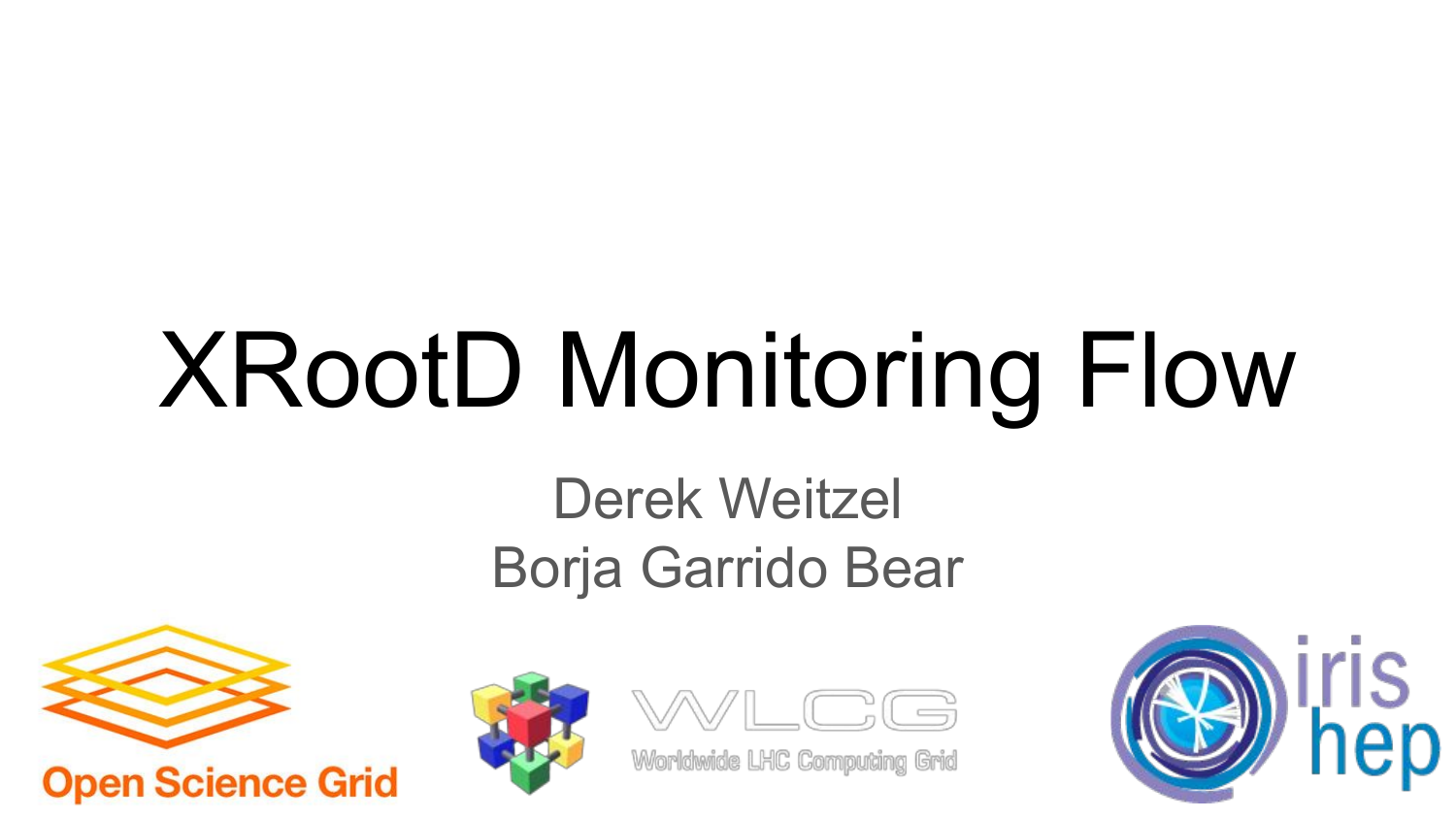# XRootD Monitoring Flow

Derek Weitzel

Borja Garrido Bear

Open Science Grid

WLCG

Worldwide LHC Computing Grid

iris hep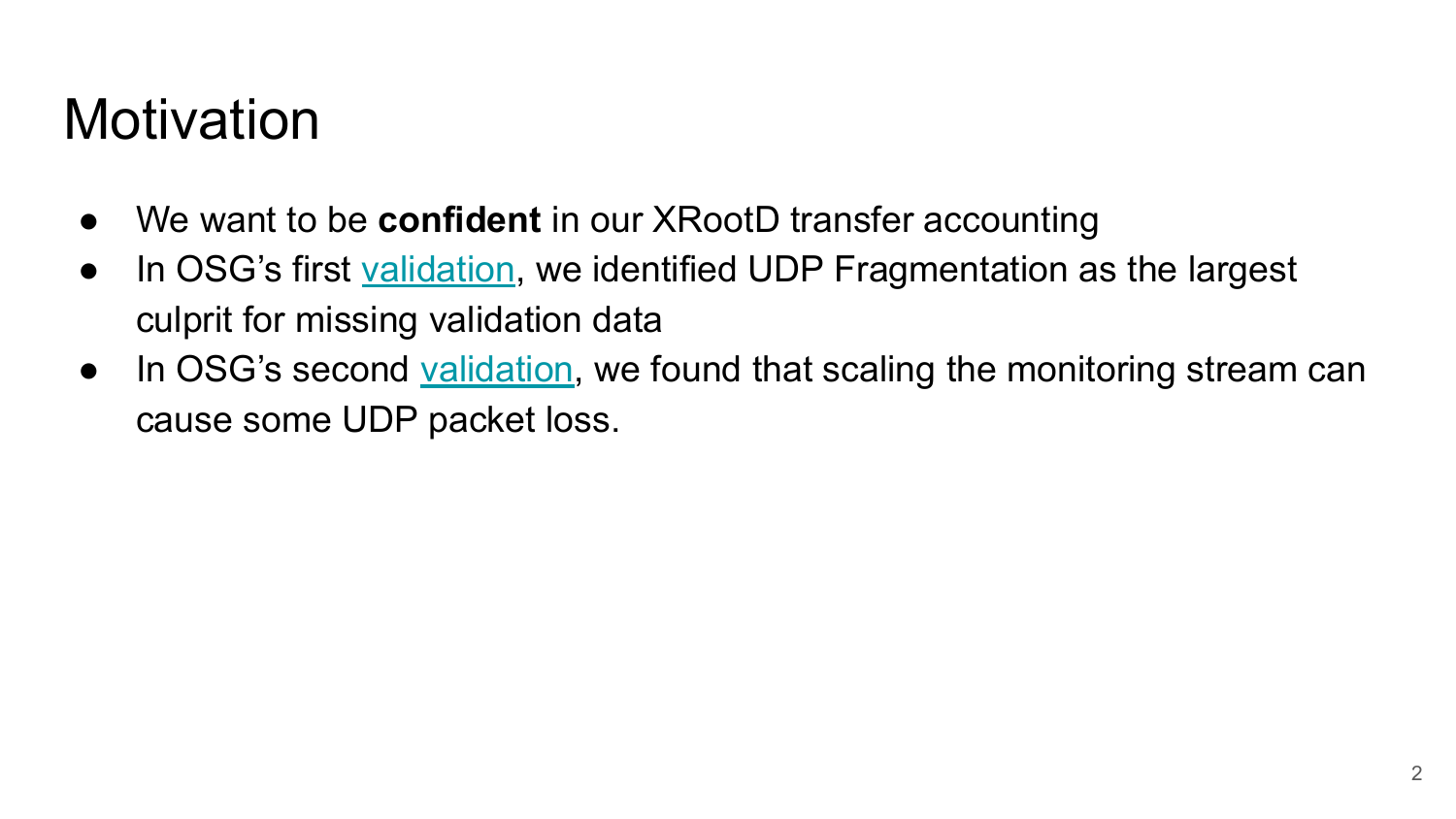# Motivation

- We want to be **confident** in our XRootD transfer accounting
- In OSG's first validation, we identified UDP Fragmentation as the largest culprit for missing validation data
- In OSG's second validation, we found that scaling the monitoring stream can cause some UDP packet loss.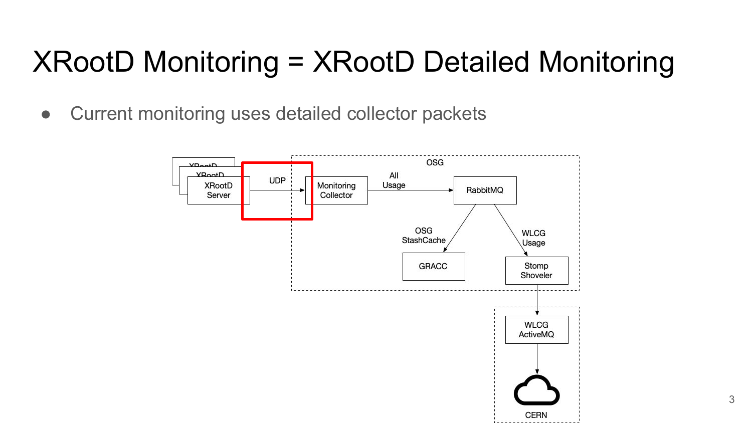# XRootD Monitoring = XRootD Detailed Monitoring

- Current monitoring uses detailed collector packets

XRootD Server → (UDP) → Monitoring Collector → (All Usage) → RabbitMQ

RabbitMQ → (OSG StashCache) → GRACC

RabbitMQ → (WLCG Usage) → Stomp Shoveler → WLCG ActiveMQ → CERN

OSG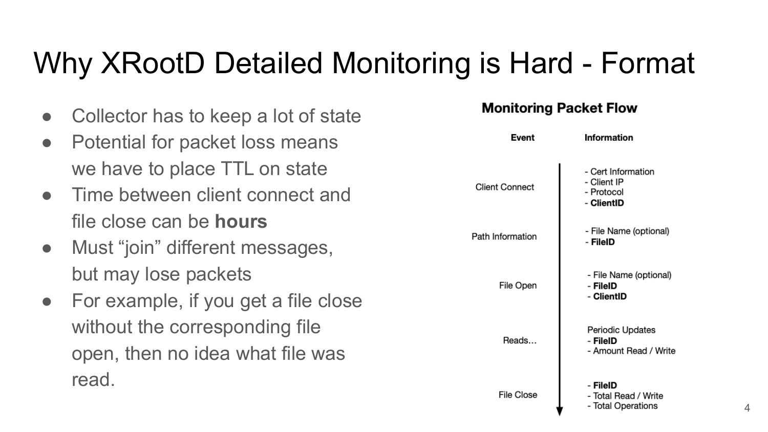# Why XRootD Detailed Monitoring is Hard - Format

- Collector has to keep a lot of state
- Potential for packet loss means we have to place TTL on state
- Time between client connect and file close can be **hours**
- Must “join” different messages, but may lose packets
- For example, if you get a file close without the corresponding file open, then no idea what file was read.

**Monitoring Packet Flow**

| Event | Information |
| --- | --- |
| Client Connect | - Cert Information<br>- Client IP<br>- Protocol<br>- **ClientID** |
| Path Information | - File Name (optional)<br>- **FileID** |
| File Open | - File Name (optional)<br>- **FileID**<br>- **ClientID** |
| Reads… | Periodic Updates<br>- **FileID**<br>- Amount Read / Write |
| File Close | - **FileID**<br>- Total Read / Write<br>- Total Operations |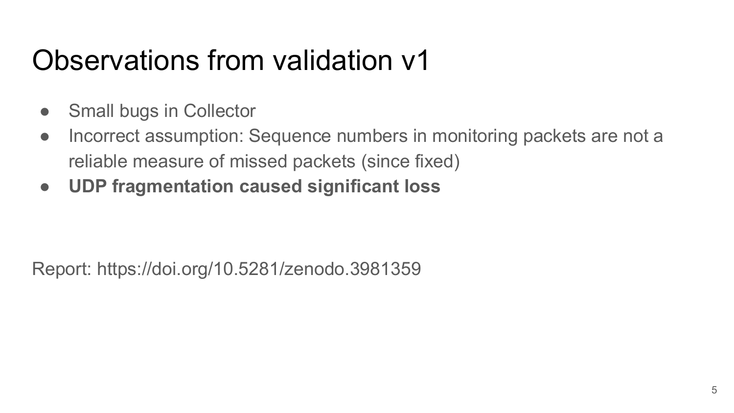# Observations from validation v1

- Small bugs in Collector
- Incorrect assumption: Sequence numbers in monitoring packets are not a reliable measure of missed packets (since fixed)
- **UDP fragmentation caused significant loss**

Report: https://doi.org/10.5281/zenodo.3981359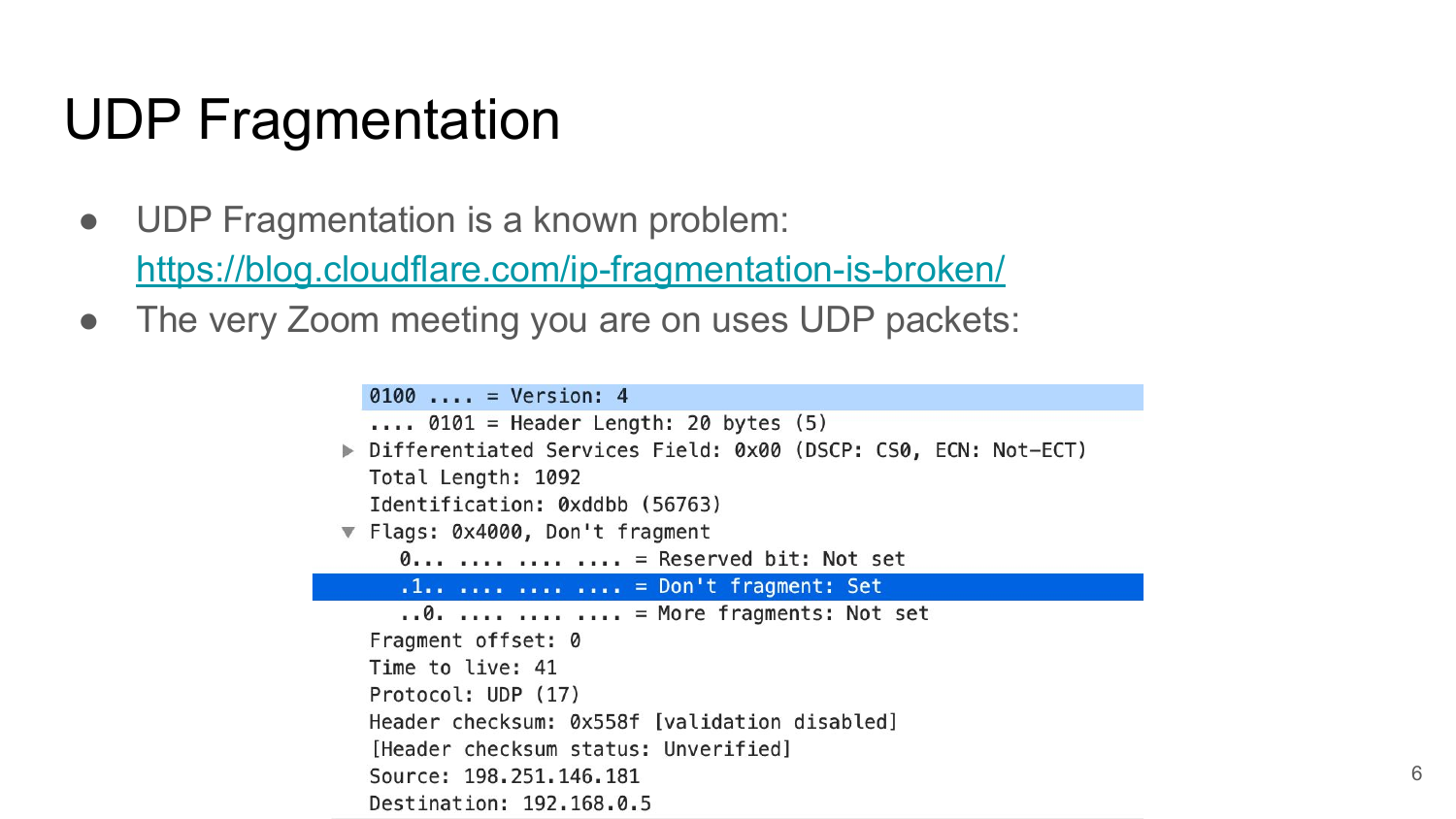# UDP Fragmentation

- UDP Fragmentation is a known problem: https://blog.cloudflare.com/ip-fragmentation-is-broken/
- The very Zoom meeting you are on uses UDP packets:

```
0100 .... = Version: 4
.... 0101 = Header Length: 20 bytes (5)
▶ Differentiated Services Field: 0x00 (DSCP: CS0, ECN: Not-ECT)
Total Length: 1092
Identification: 0xddbb (56763)
▼ Flags: 0x4000, Don't fragment
    0... .... .... .... = Reserved bit: Not set
    .1.. .... .... .... = Don't fragment: Set
    ..0. .... .... .... = More fragments: Not set
Fragment offset: 0
Time to live: 41
Protocol: UDP (17)
Header checksum: 0x558f [validation disabled]
[Header checksum status: Unverified]
Source: 198.251.146.181
Destination: 192.168.0.5
```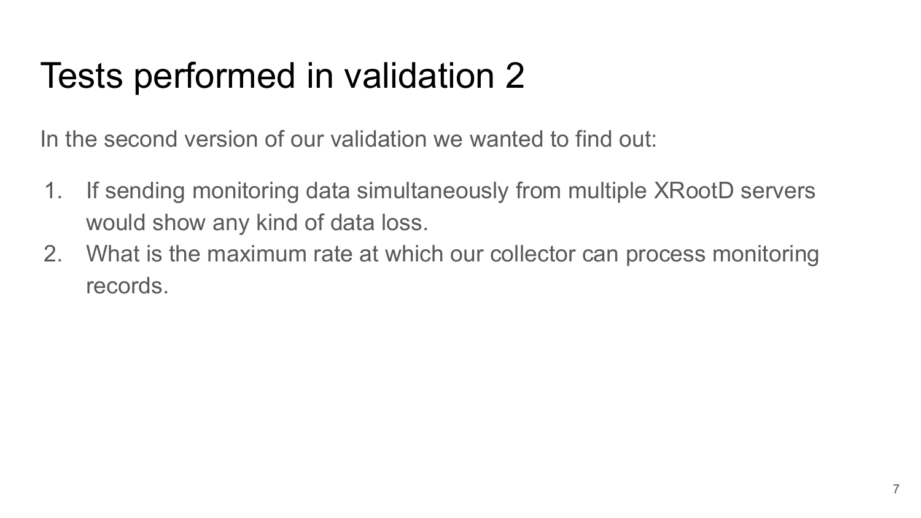# Tests performed in validation 2

In the second version of our validation we wanted to find out:

1. If sending monitoring data simultaneously from multiple XRootD servers would show any kind of data loss.
2. What is the maximum rate at which our collector can process monitoring records.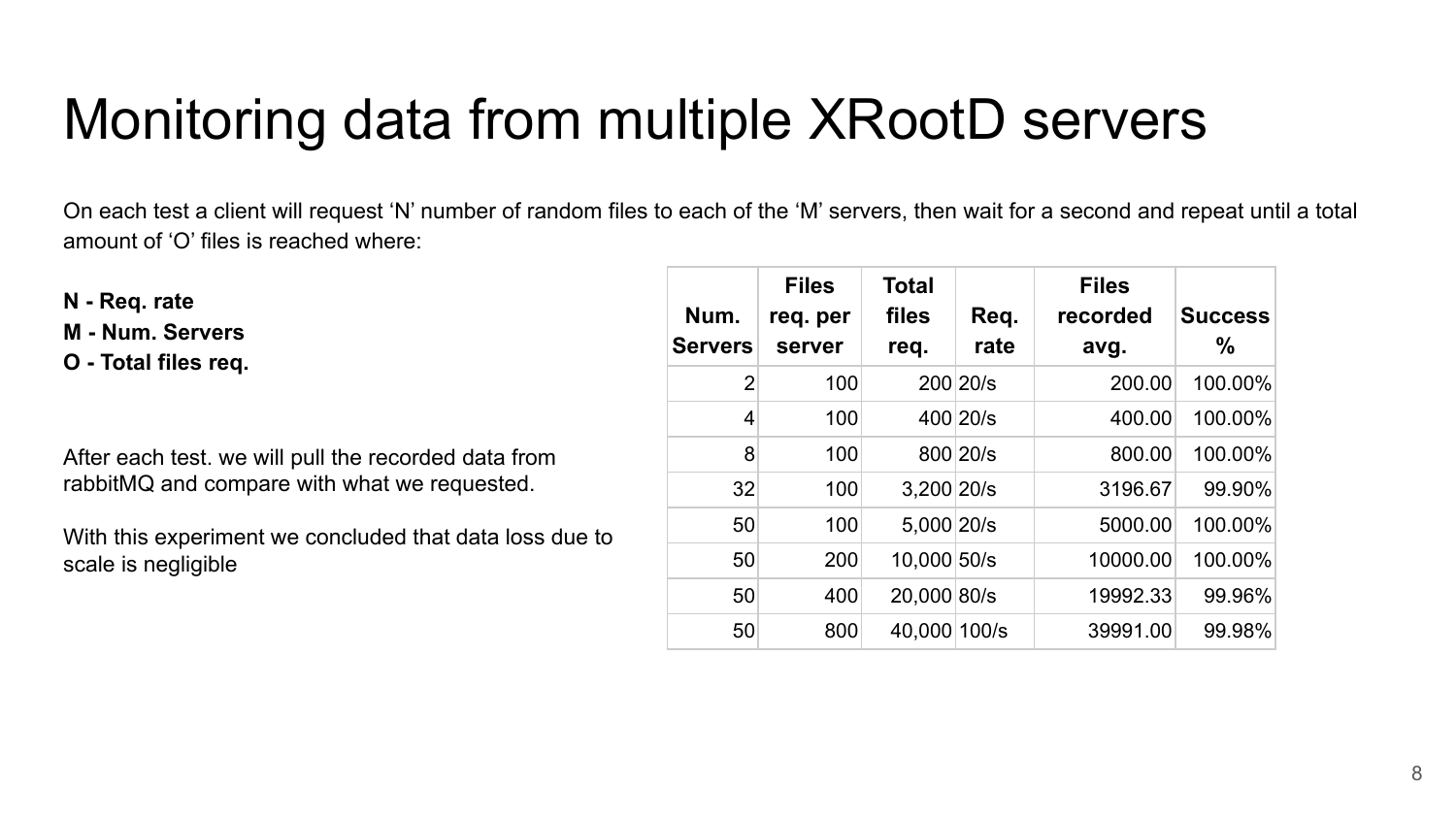# Monitoring data from multiple XRootD servers

On each test a client will request 'N' number of random files to each of the 'M' servers, then wait for a second and repeat until a total amount of 'O' files is reached where:

**N - Req. rate**
**M - Num. Servers**
**O - Total files req.**

After each test. we will pull the recorded data from rabbitMQ and compare with what we requested.

With this experiment we concluded that data loss due to scale is negligible

| Num. Servers | Files req. per server | Total files req. | Req. rate | Files recorded avg. | Success % |
|---|---|---|---|---|---|
| 2 | 100 | 200 | 20/s | 200.00 | 100.00% |
| 4 | 100 | 400 | 20/s | 400.00 | 100.00% |
| 8 | 100 | 800 | 20/s | 800.00 | 100.00% |
| 32 | 100 | 3,200 | 20/s | 3196.67 | 99.90% |
| 50 | 100 | 5,000 | 20/s | 5000.00 | 100.00% |
| 50 | 200 | 10,000 | 50/s | 10000.00 | 100.00% |
| 50 | 400 | 20,000 | 80/s | 19992.33 | 99.96% |
| 50 | 800 | 40,000 | 100/s | 39991.00 | 99.98% |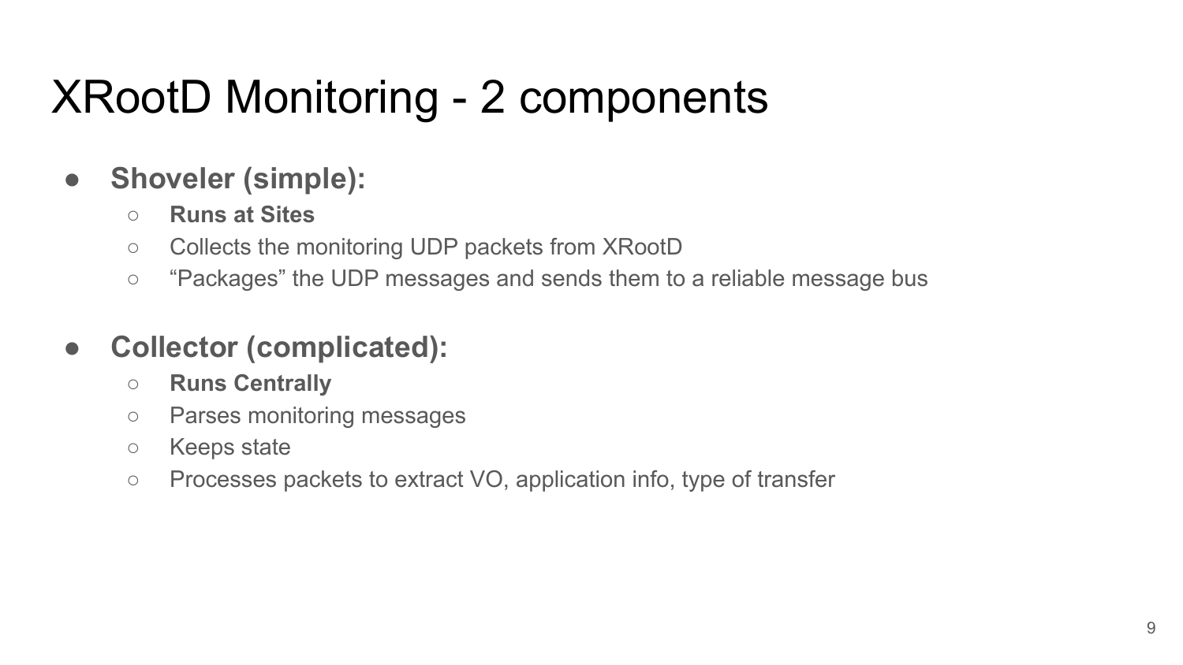# XRootD Monitoring - 2 components

- **Shoveler (simple):**
    - **Runs at Sites**
    - Collects the monitoring UDP packets from XRootD
    - “Packages” the UDP messages and sends them to a reliable message bus

- **Collector (complicated):**
    - **Runs Centrally**
    - Parses monitoring messages
    - Keeps state
    - Processes packets to extract VO, application info, type of transfer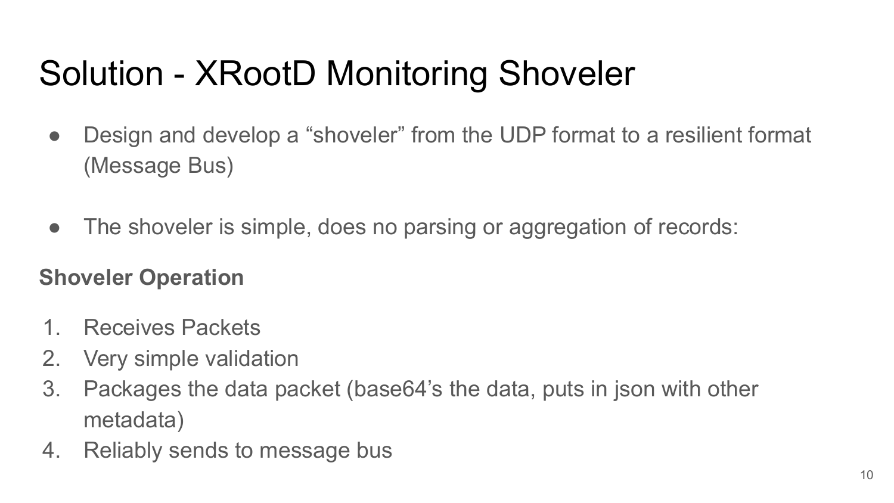# Solution - XRootD Monitoring Shoveler

- Design and develop a “shoveler” from the UDP format to a resilient format (Message Bus)

- The shoveler is simple, does no parsing or aggregation of records:

**Shoveler Operation**

1. Receives Packets
2. Very simple validation
3. Packages the data packet (base64’s the data, puts in json with other metadata)
4. Reliably sends to message bus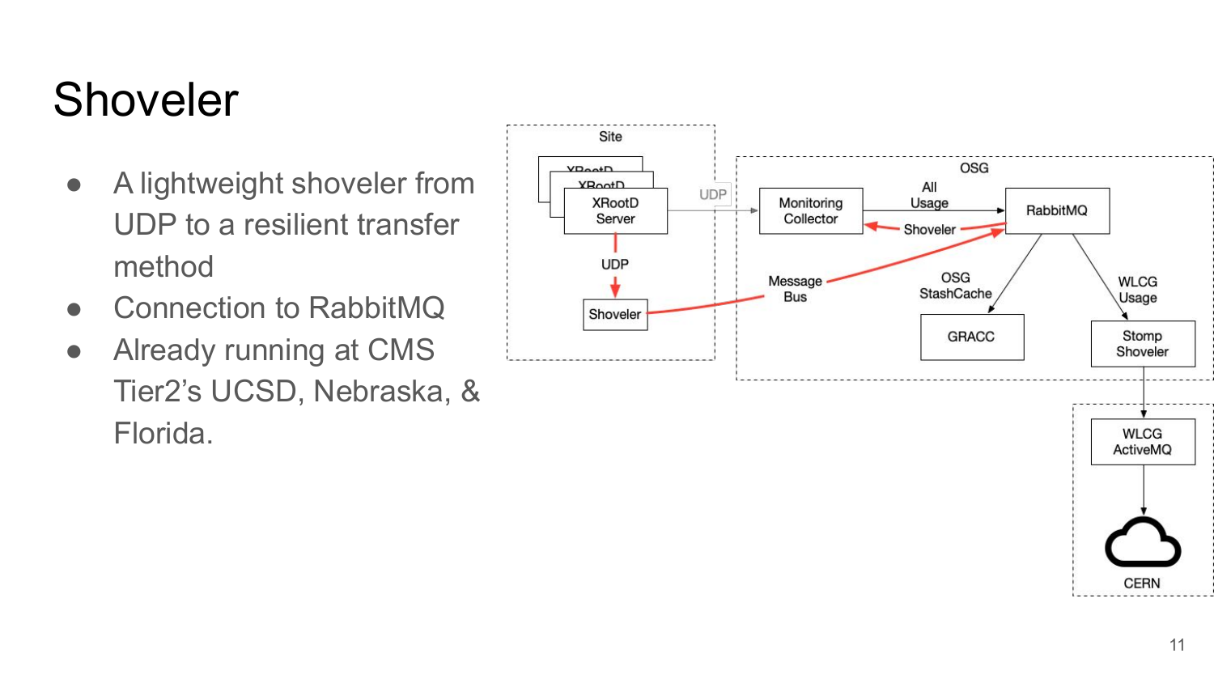# Shoveler

- A lightweight shoveler from UDP to a resilient transfer method
- Connection to RabbitMQ
- Already running at CMS Tier2's UCSD, Nebraska, & Florida.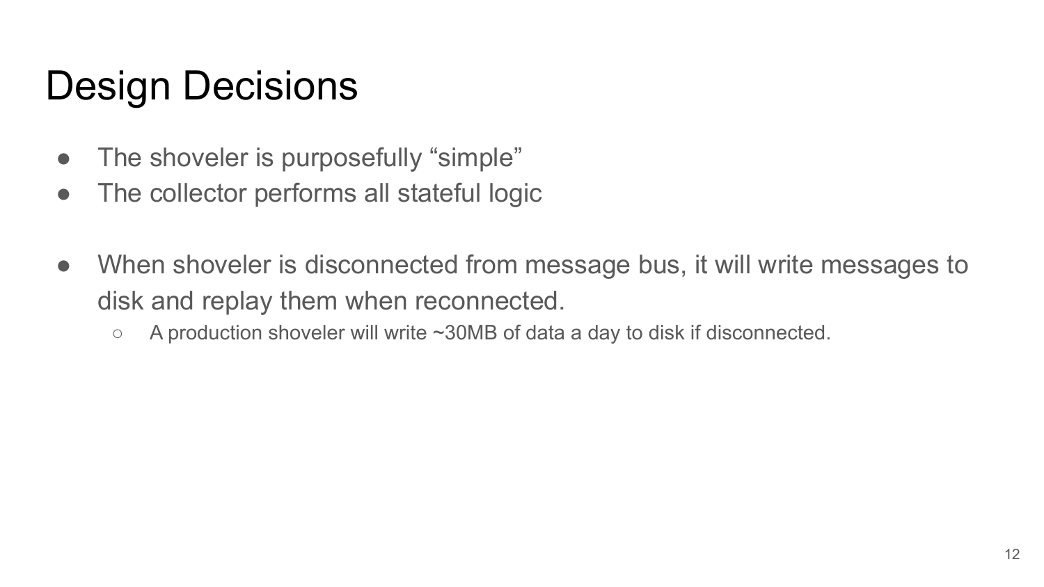# Design Decisions

- The shoveler is purposefully “simple”
- The collector performs all stateful logic

- When shoveler is disconnected from message bus, it will write messages to disk and replay them when reconnected.
  - A production shoveler will write ~30MB of data a day to disk if disconnected.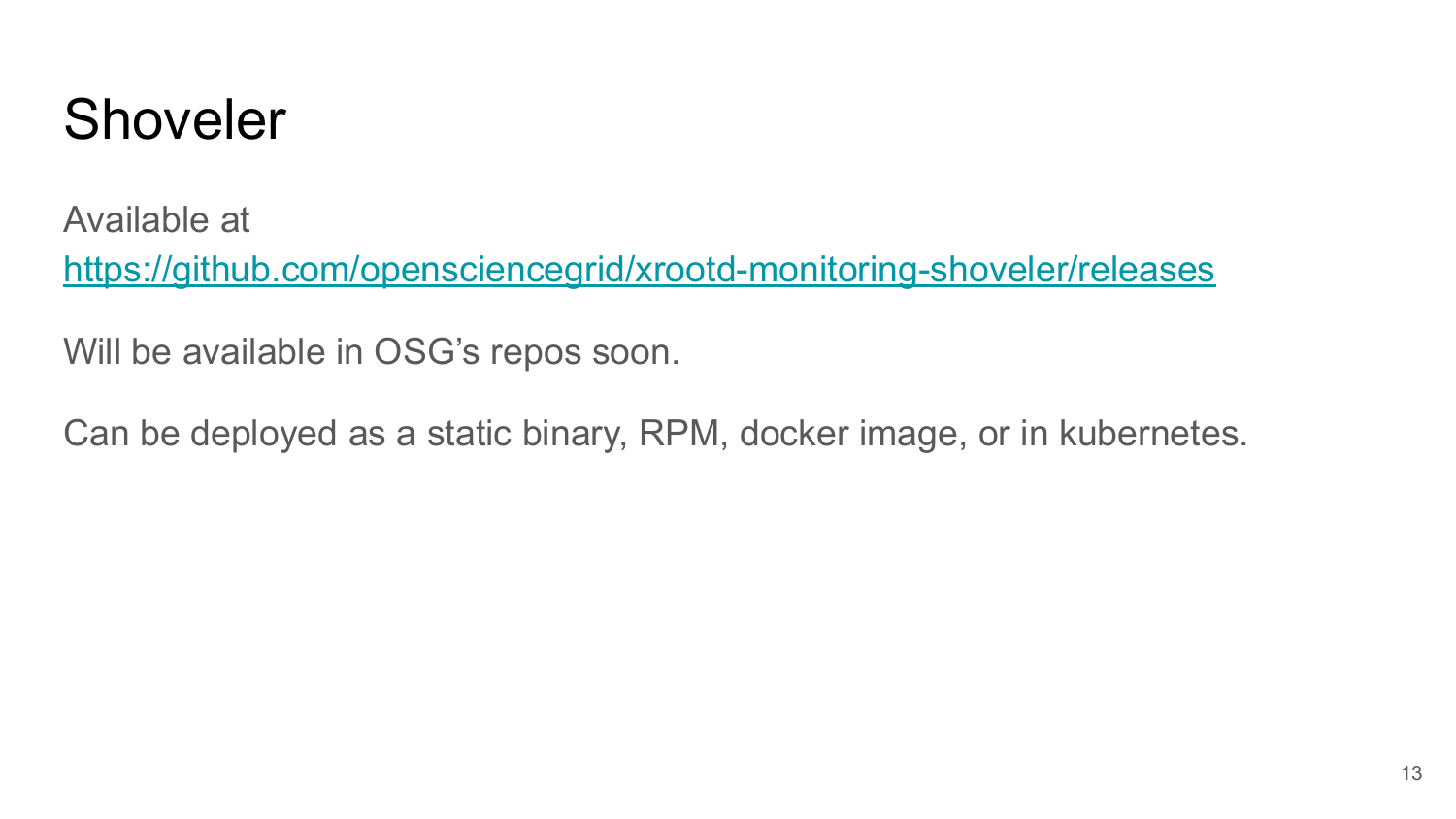# Shoveler

Available at
https://github.com/opensciencegrid/xrootd-monitoring-shoveler/releases

Will be available in OSG's repos soon.

Can be deployed as a static binary, RPM, docker image, or in kubernetes.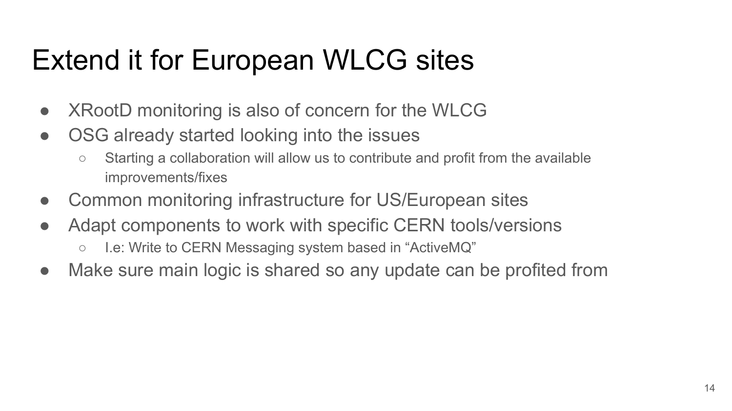# Extend it for European WLCG sites

- XRootD monitoring is also of concern for the WLCG
- OSG already started looking into the issues
  - Starting a collaboration will allow us to contribute and profit from the available improvements/fixes
- Common monitoring infrastructure for US/European sites
- Adapt components to work with specific CERN tools/versions
  - I.e: Write to CERN Messaging system based in “ActiveMQ”
- Make sure main logic is shared so any update can be profited from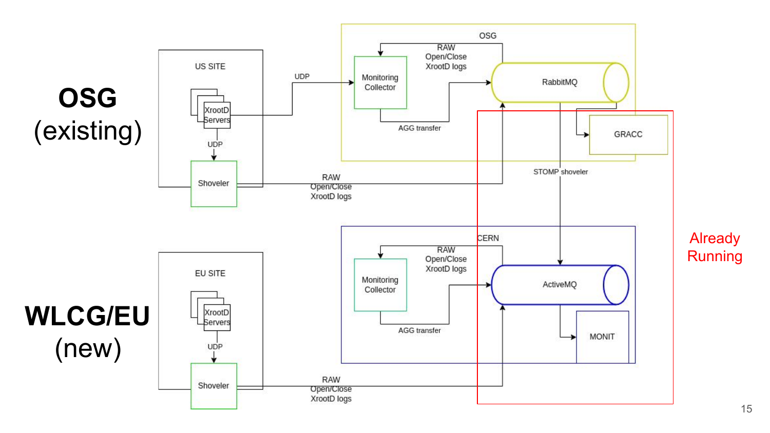**OSG** (existing)

**WLCG/EU** (new)

US SITE

XrootD Servers

UDP

Shoveler

UDP

RAW Open/Close XrootD logs

OSG

Monitoring Collector

RAW Open/Close XrootD logs

RabbitMQ

AGG transfer

GRACC

STOMP shoveler

EU SITE

XrootD Servers

UDP

Shoveler

RAW Open/Close XrootD logs

CERN

Monitoring Collector

RAW Open/Close XrootD logs

ActiveMQ

AGG transfer

MONIT

Already Running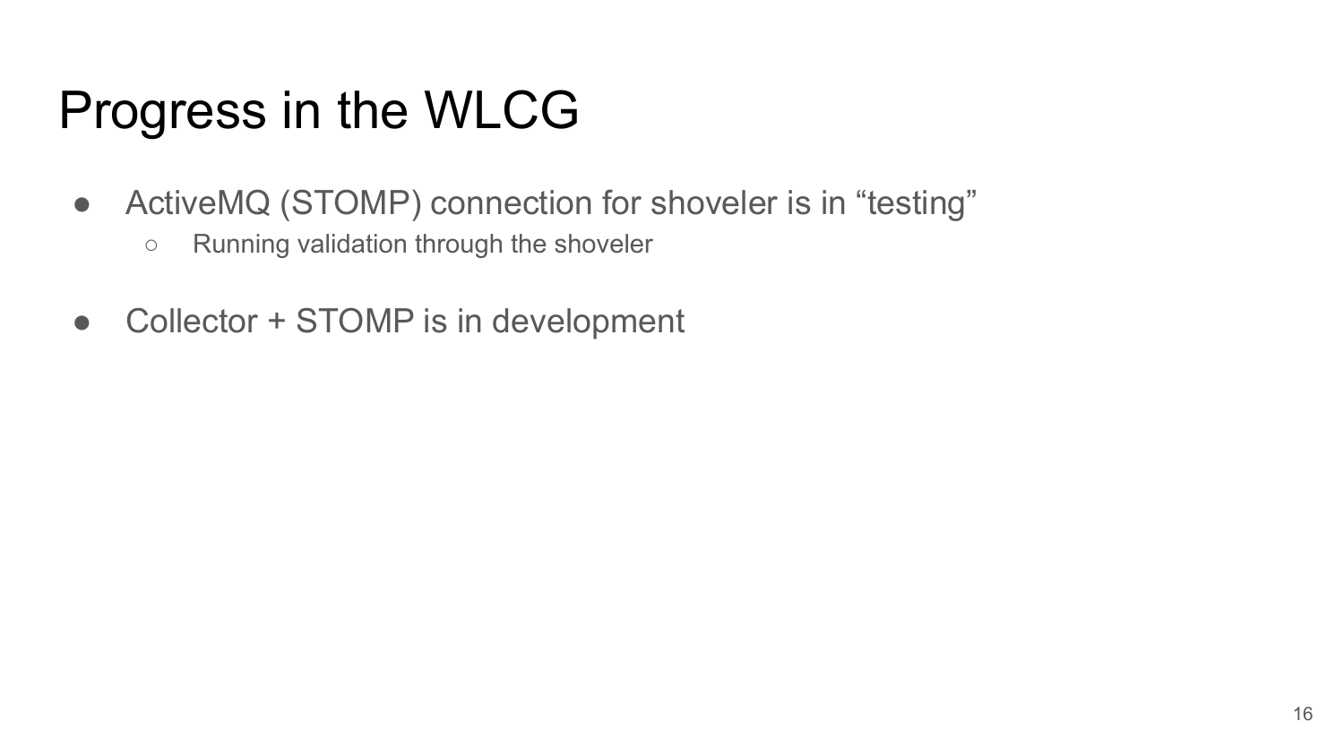# Progress in the WLCG

- ActiveMQ (STOMP) connection for shoveler is in “testing”
  - Running validation through the shoveler
- Collector + STOMP is in development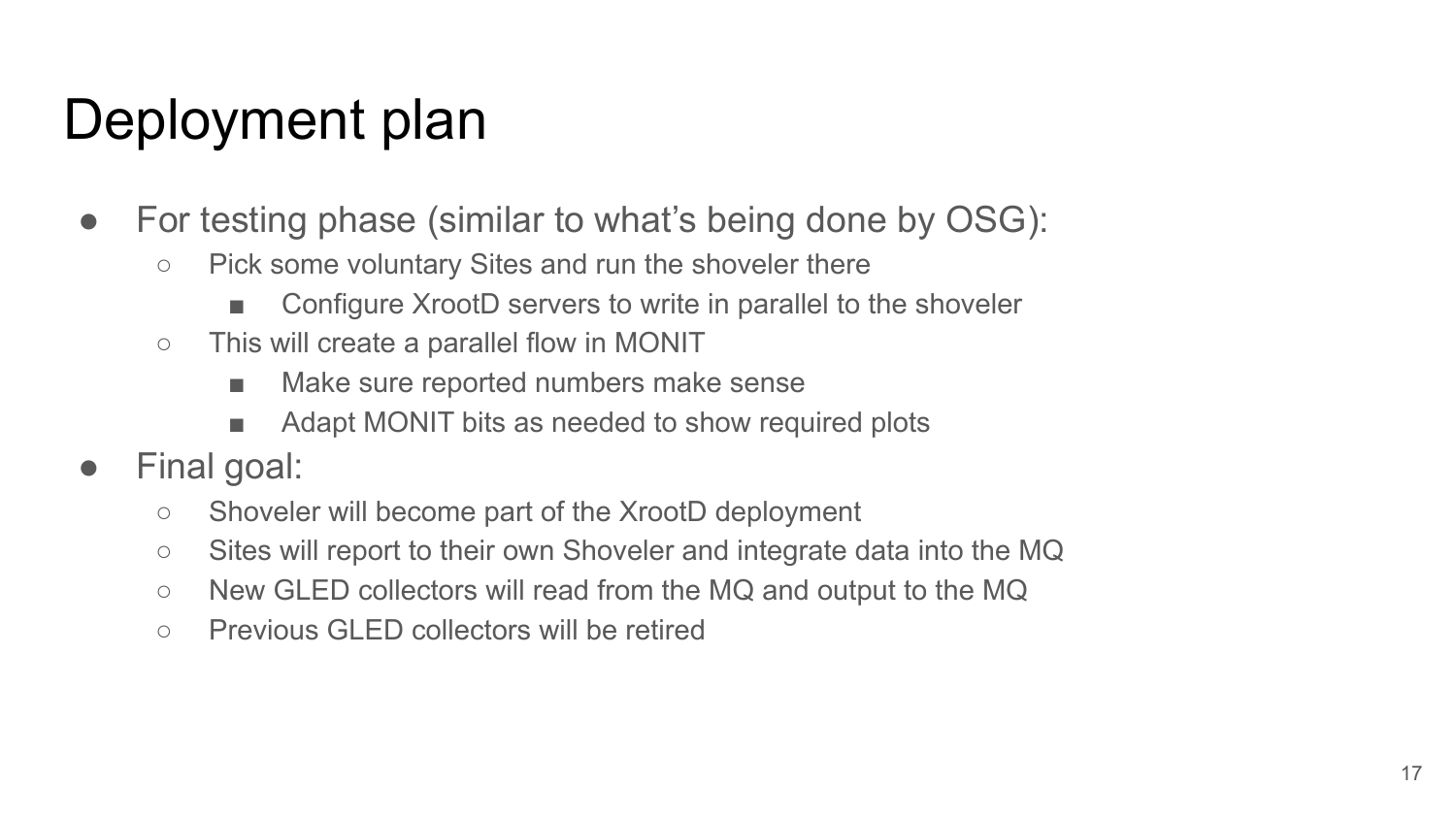# Deployment plan

- For testing phase (similar to what's being done by OSG):
  - Pick some voluntary Sites and run the shoveler there
    - Configure XrootD servers to write in parallel to the shoveler
  - This will create a parallel flow in MONIT
    - Make sure reported numbers make sense
    - Adapt MONIT bits as needed to show required plots
- Final goal:
  - Shoveler will become part of the XrootD deployment
  - Sites will report to their own Shoveler and integrate data into the MQ
  - New GLED collectors will read from the MQ and output to the MQ
  - Previous GLED collectors will be retired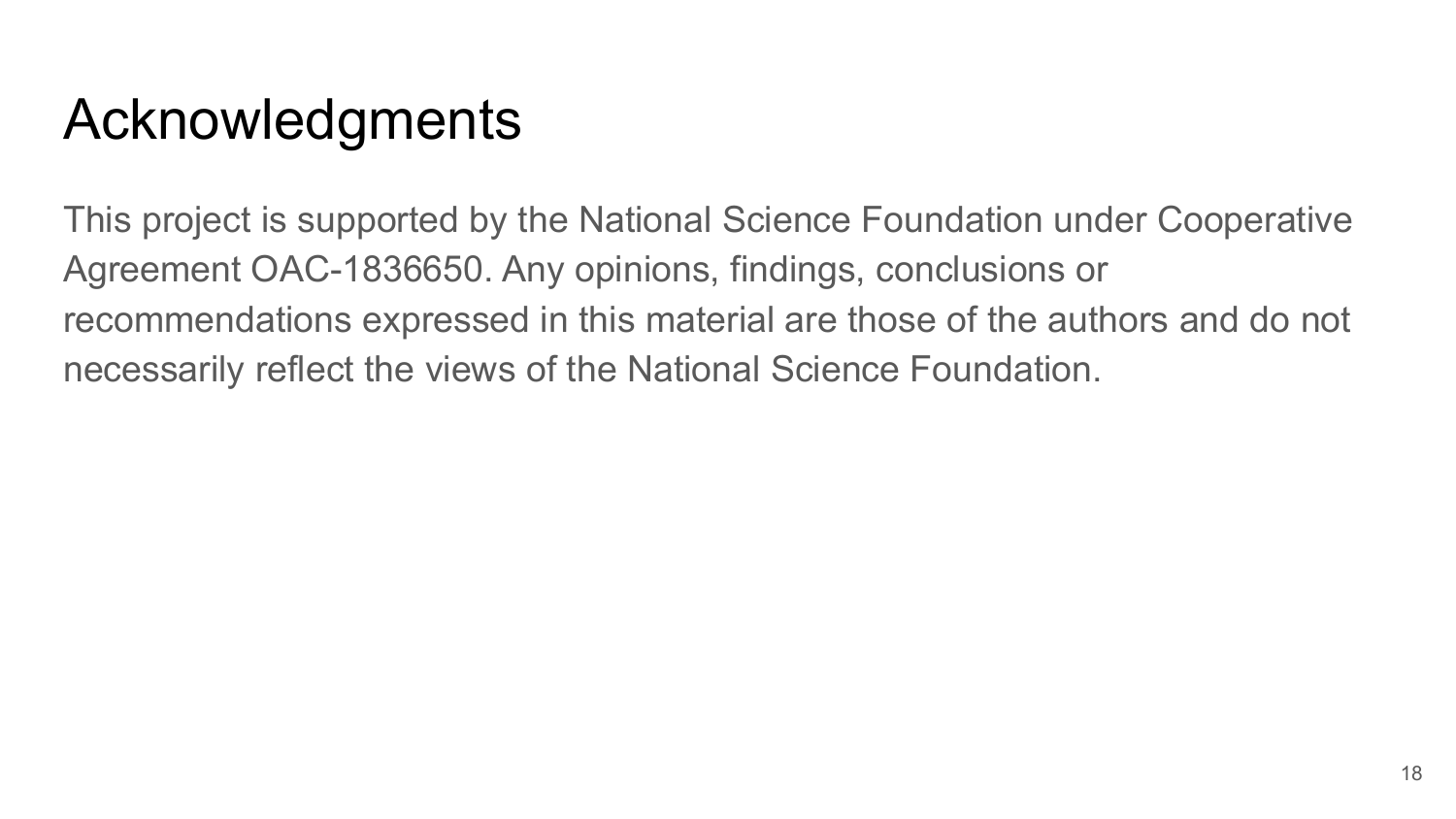# Acknowledgments

This project is supported by the National Science Foundation under Cooperative Agreement OAC-1836650. Any opinions, findings, conclusions or recommendations expressed in this material are those of the authors and do not necessarily reflect the views of the National Science Foundation.